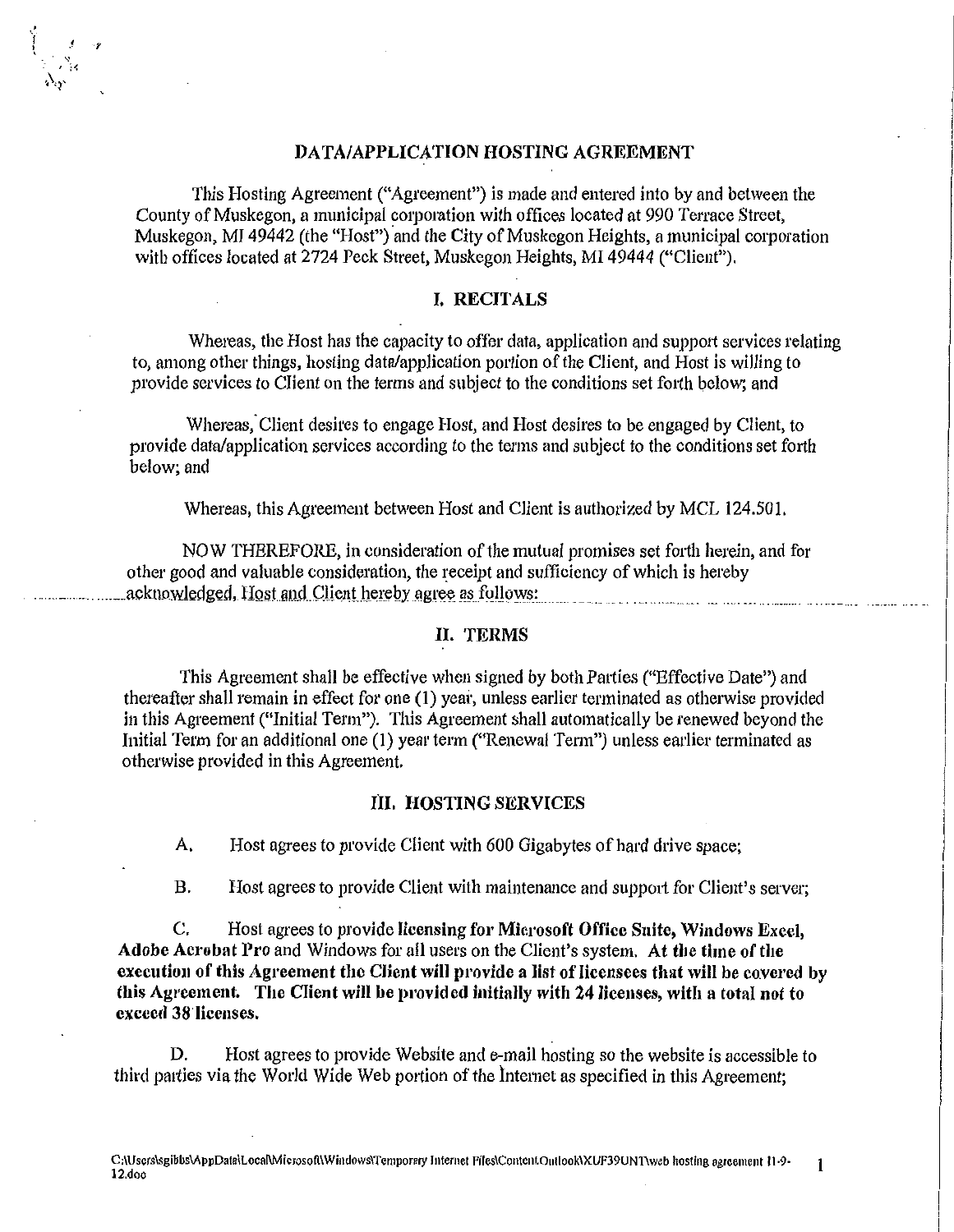# DATA/APPLICATION HOSTING AGREEMENT

This Hosting Agreement ("Agreement") is made and entered into by and between the County of Muskegon, a municipal corporation with offices located at 990 Terrace Street, Muskegon, MI 49442 (the "Host") and the City of Muskegon Heights, a municipal corporation with offices located at 2724 Peck Street, Muskegon Heights, MI 49444 ("Client").

## I. RECITALS

Whereas, the Host has the capacity to offer data, application and support services relating to, among other things, hosting data/application portion of the Client, and Host is willing to provide services to Client on the terms and subject to the conditions set forth below; and

Whereas, Client desires to engage Host, and Host desires to be engaged by Client, to provide data/application services according to the terms and subject to the conditions set forth below; and

Whereas, this Agreement between Host and Client is authorized by MCL 124.501.

NOW THEREFORE, in consideration of the mutual promises set forth herein, and for other good and valuable consideration, the receipt and sufficiency of which is hereby acknowledged, Host and Client hereby agree as follows:

## II. TERMS

This Agreement shall be effective when signed by both Parties ("Effective Date") and thereafter shall remain in effect for one (1) year, unless earlier terminated as otherwise provided in this Agreement ("Initial Term"). This Agreement shall automatically be renewed beyond the Initial Term for an additional one (1) year term ("Renewal Term") unless earlier terminated as otherwise provided in this Agreement.

## III. HOSTING SERVICES

A. Host agrees to provide Client with 600 Gigabytes of hard drive space;

B. Host agrees to provide Client with maintenance and support for Client's server;

C. Host agrees to provide **licensing for Microsoft Office Suite, Windows Excel, Adobe Acrobat Pro** and Windows for all users on the Client's system. **At the time of the execution of this Agreement the Client will provide a list of licensees that will be covered by this Agreement. The Client will be provided initially with 24 licenses, with a total not to exceed 38 licenses.**

D. Host agrees to provide Website and e-mail hosting so the website is accessible to third parties via the World Wide Web portion of the Internet as specified in this Agreement;

C:\Users\sgibbs\AppData\Local\Microsoft\Windows\Temporary Internet Files\Content.Outlook\XUF39UNT\web hosting agreement 11-9-12.doc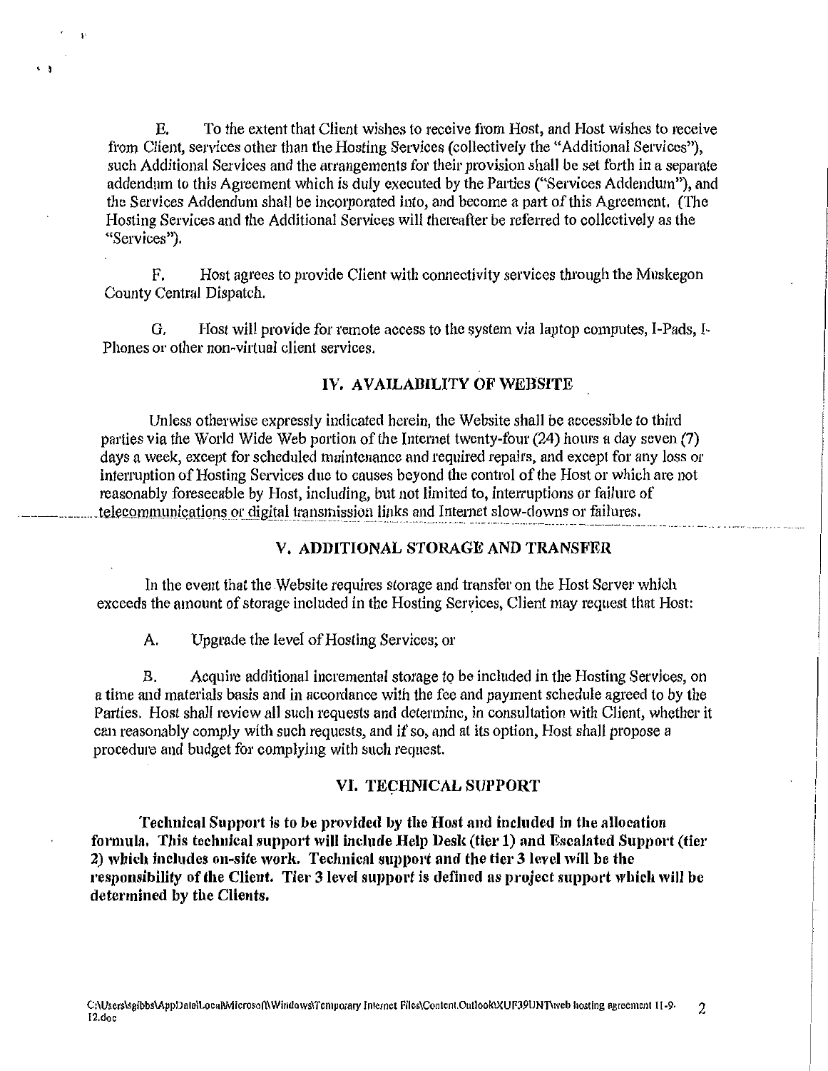E. To the extent that Client wishes to receive from Host, and Host wishes to receive from Client, services other than the Hosting Services (collectively the "Additional Services"), such Additional Services and the arrangements for their provision shall be set forth in a separate addendum to this Agreement which is duly executed by the Parties ("Services Addendum"), and the Services Addendum shall be incorporated into, and become a part of this Agreement. (The Hosting Services and the Additional Services will thereafter be referred to collectively as the "Services").

F. Host agrees to provide Client with connectivity services through the Muskegon County Central Dispatch.

G. Host will provide for remote access to the system via laptop computes, I-Pads, I-Phones or other non-virtual client services.

## IV. AVAILABILITY OF WEBSITE

Unless otherwise expressly indicated herein, the Website shall be accessible to third parties via the World Wide Web portion of the Internet twenty-four (24) hours a day seven (7) days a week, except for scheduled maintenance and required repairs, and except for any loss or interruption of Hosting Services due to causes beyond the control of the Host or which are not reasonably foreseeable by Host, including, but not limited to, interruptions or failure of telecommunications or digital transmission links and Internet slow-downs or failures.

## V. ADDITIONAL STORAGE AND TRANSFER

In the event that the Website requires storage and transfer on the Host Server which exceeds the amount of storage included in the Hosting Services, Client may request that Host:

A. Upgrade the level of Hosting Services; or

B. Acquire additional incremental storage to be included in the Hosting Services, on a time and materials basis and in accordance with the fee and payment schedule agreed to by the Parties. Host shall review all such requests and determine, in consultation with Client, whether it can reasonably comply with such requests, and if so, and at its option, Host shall propose a procedure and budget for complying with such request.

## VI. TECHNICAL SUPPORT

**Technical Support is to be provided by the Host and included in the allocation formula. This technical support will include Help Desk (tier 1) and Escalated Support (tier 2) which includes on-site work. Technical support and the tier 3 level will be the responsibility of the Client. Tier 3 level support is defined as project support which will be determined by the Clients.**

C:\Users\sgibbs\AppData\Local\Microsoft\Windows\Temporary Internet Files\Content.Outlook\XUF39UNT\web hosting agreement 11-9-12.doc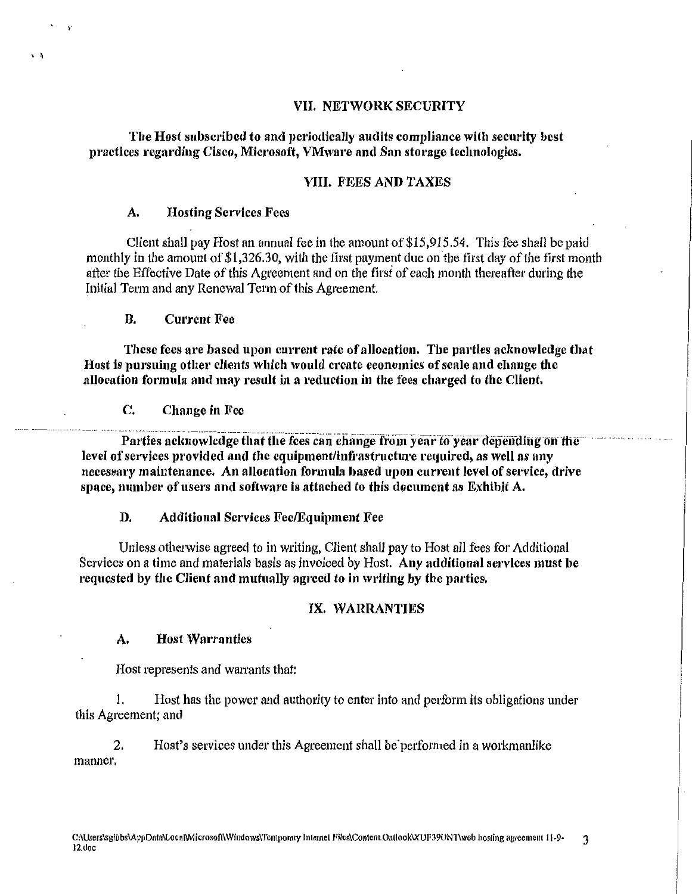## VII. NETWORK SECURITY

**The Host subscribed to and periodically audits compliance with security best practices regarding Cisco, Microsoft, VMware and San storage technologies.**

## VIII. FEES AND TAXES

### A. Hosting Services Fees

Client shall pay Host an annual fee in the amount of $15,915.54. This fee shall be paid monthly in the amount of $1,326.30, with the first payment due on the first day of the first month after the Effective Date of this Agreement and on the first of each month thereafter during the Initial Term and any Renewal Term of this Agreement.

### B. Current Fee

**These fees are based upon current rate of allocation. The parties acknowledge that Host is pursuing other clients which would create economies of scale and change the allocation formula and may result in a reduction in the fees charged to the Client.**

### C. Change in Fee

**Parties acknowledge that the fees can change from year to year depending on the level of services provided and the equipment/infrastructure required, as well as any necessary maintenance. An allocation formula based upon current level of service, drive space, number of users and software is attached to this document as Exhibit A.**

### D. Additional Services Fee/Equipment Fee

Unless otherwise agreed to in writing, Client shall pay to Host all fees for Additional Services on a time and materials basis as invoiced by Host. **Any additional services must be requested by the Client and mutually agreed to in writing by the parties.**

## IX. WARRANTIES

### A. Host Warranties

Host represents and warrants that:

1. Host has the power and authority to enter into and perform its obligations under this Agreement; and

2. Host's services under this Agreement shall be performed in a workmanlike manner.

C:\Users\sgibbs\AppData\Local\Microsoft\Windows\Temporary Internet Files\Content.Outlook\XUF39UNT\web hosting agreement 11-9-12.doc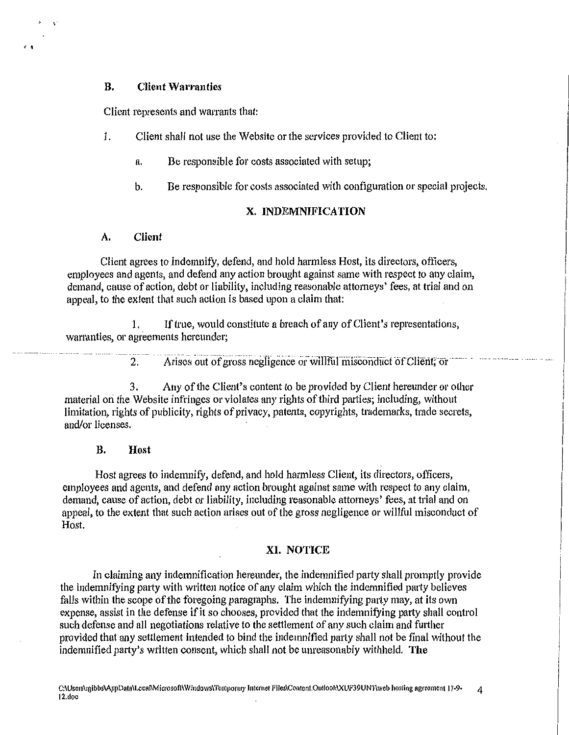### B. Client Warranties

Client represents and warrants that:

1. Client shall not use the Website or the services provided to Client to:

    a. Be responsible for costs associated with setup;

    b. Be responsible for costs associated with configuration or special projects.

## X. INDEMNIFICATION

### A. Client

Client agrees to indemnify, defend, and hold harmless Host, its directors, officers, employees and agents, and defend any action brought against same with respect to any claim, demand, cause of action, debt or liability, including reasonable attorneys' fees, at trial and on appeal, to the extent that such action is based upon a claim that:

1. If true, would constitute a breach of any of Client's representations, warranties, or agreements hereunder;

2. Arises out of gross negligence or willful misconduct of Client; or

3. Any of the Client's content to be provided by Client hereunder or other material on the Website infringes or violates any rights of third parties; including, without limitation, rights of publicity, rights of privacy, patents, copyrights, trademarks, trade secrets, and/or licenses.

### B. Host

Host agrees to indemnify, defend, and hold harmless Client, its directors, officers, employees and agents, and defend any action brought against same with respect to any claim, demand, cause of action, debt or liability, including reasonable attorneys' fees, at trial and on appeal, to the extent that such action arises out of the gross negligence or willful misconduct of Host.

## XI. NOTICE

In claiming any indemnification hereunder, the indemnified party shall promptly provide the indemnifying party with written notice of any claim which the indemnified party believes falls within the scope of the foregoing paragraphs. The indemnifying party may, at its own expense, assist in the defense if it so chooses, provided that the indemnifying party shall control such defense and all negotiations relative to the settlement of any such claim and further provided that any settlement intended to bind the indemnified party shall not be final without the indemnified party's written consent, which shall not be unreasonably withheld. **The**

C:\Users\sgibbs\AppData\Local\Microsoft\Windows\Temporary Internet Files\Content.Outlook\XUF39UNT\web hosting agreement 11-9-12.doc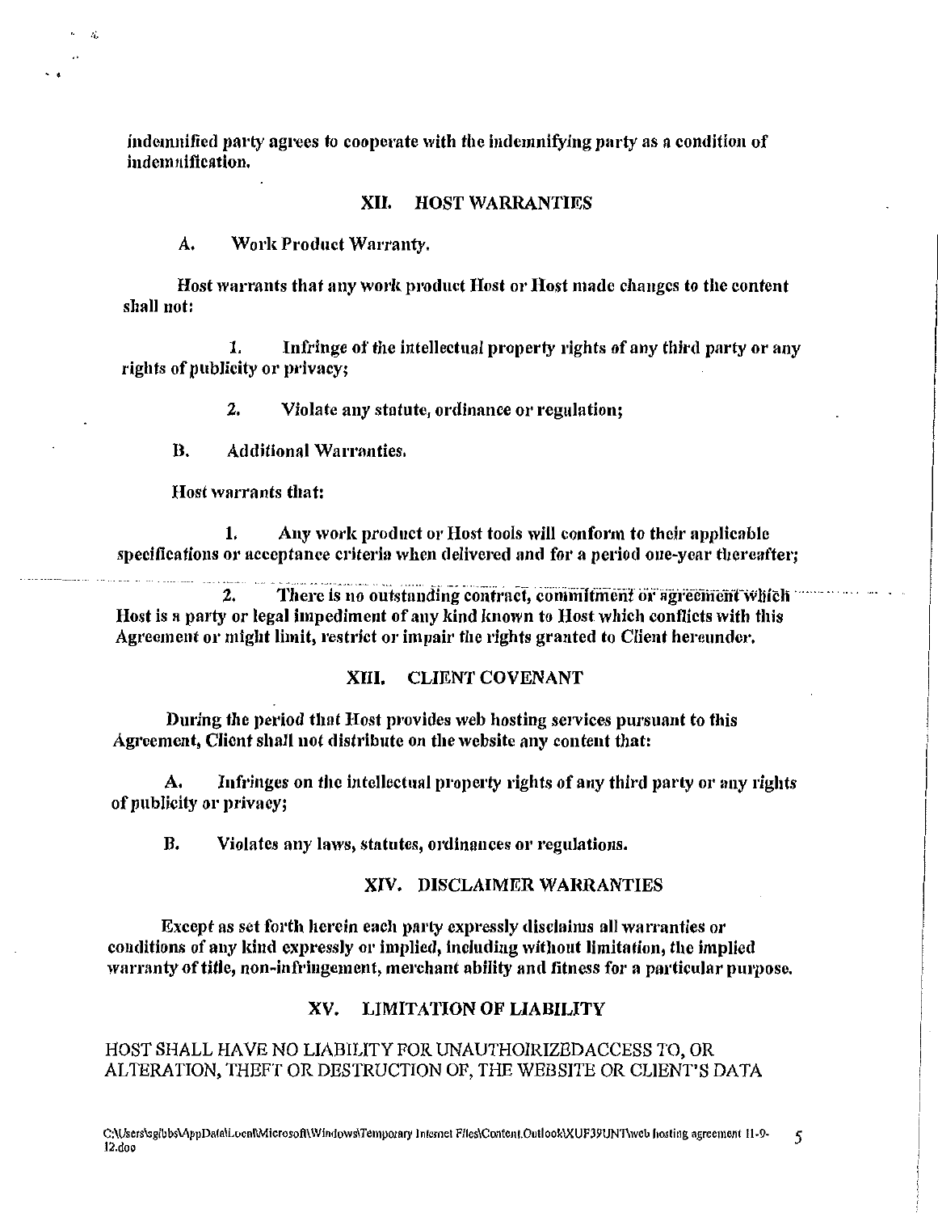indemnified party agrees to cooperate with the indemnifying party as a condition of indemnification.

## XII. HOST WARRANTIES

**A. Work Product Warranty.**

Host warrants that any work product Host or Host made changes to the content shall not:

1. Infringe of the intellectual property rights of any third party or any rights of publicity or privacy;

2. Violate any statute, ordinance or regulation;

**B. Additional Warranties.**

Host warrants that:

1. Any work product or Host tools will conform to their applicable specifications or acceptance criteria when delivered and for a period one-year thereafter;

2. There is no outstanding contract, commitment or agreement which Host is a party or legal impediment of any kind known to Host which conflicts with this Agreement or might limit, restrict or impair the rights granted to Client hereunder.

## XIII. CLIENT COVENANT

During the period that Host provides web hosting services pursuant to this Agreement, Client shall not distribute on the website any content that:

A. Infringes on the intellectual property rights of any third party or any rights of publicity or privacy;

B. Violates any laws, statutes, ordinances or regulations.

## XIV. DISCLAIMER WARRANTIES

Except as set forth herein each party expressly disclaims all warranties or conditions of any kind expressly or implied, including without limitation, the implied warranty of title, non-infringement, merchant ability and fitness for a particular purpose.

## XV. LIMITATION OF LIABILITY

HOST SHALL HAVE NO LIABILITY FOR UNAUTHOIRIZEDACCESS TO, OR ALTERATION, THEFT OR DESTRUCTION OF, THE WEBSITE OR CLIENT'S DATA

C:\Users\sgibbs\AppData\Local\Microsoft\Windows\Temporary Internet Files\Content.Outlook\XUF39UNT\web hosting agreement 11-9-12.doc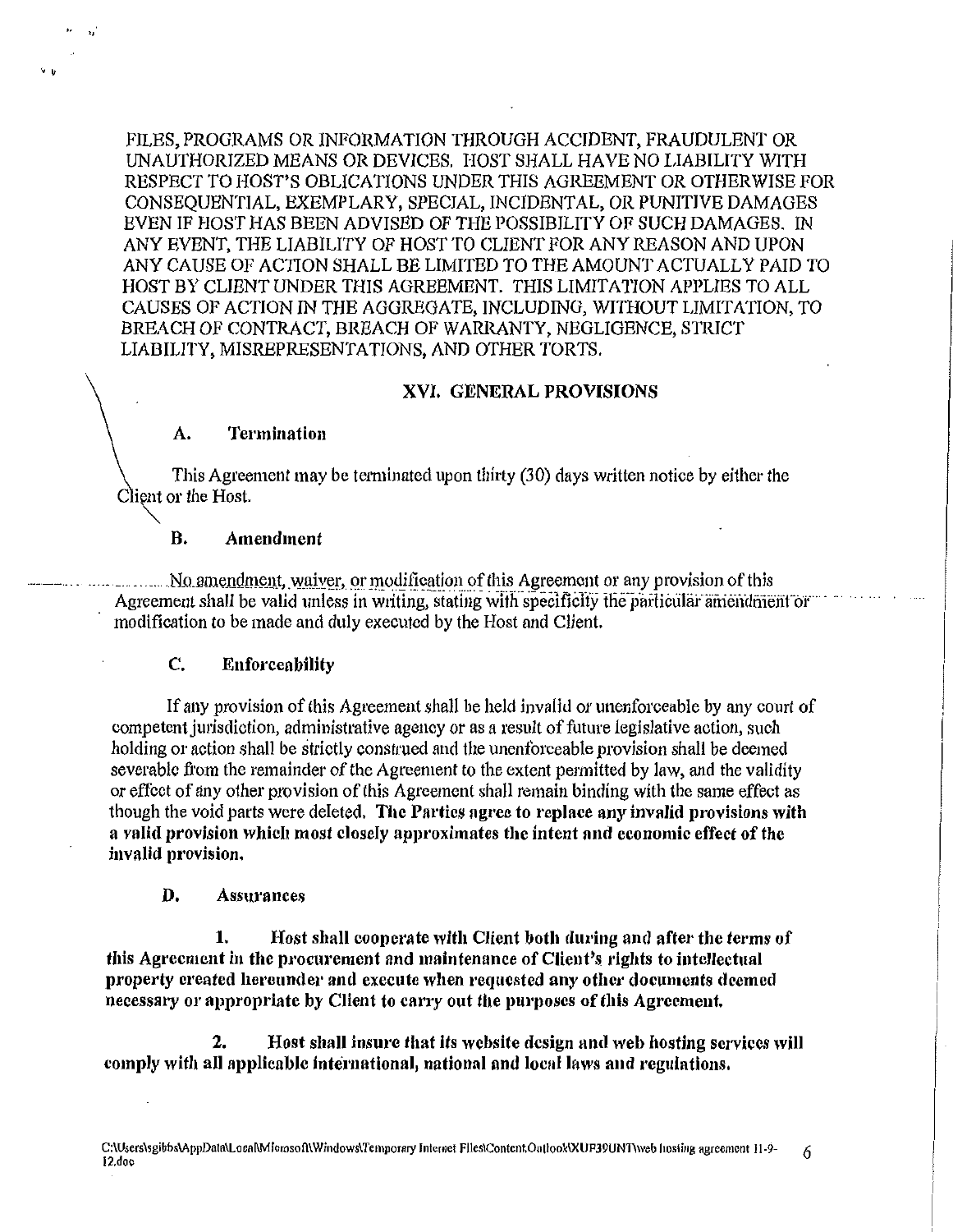FILES, PROGRAMS OR INFORMATION THROUGH ACCIDENT, FRAUDULENT OR UNAUTHORIZED MEANS OR DEVICES. HOST SHALL HAVE NO LIABILITY WITH RESPECT TO HOST'S OBLICATIONS UNDER THIS AGREEMENT OR OTHERWISE FOR CONSEQUENTIAL, EXEMPLARY, SPECIAL, INCIDENTAL, OR PUNITIVE DAMAGES EVEN IF HOST HAS BEEN ADVISED OF THE POSSIBILITY OF SUCH DAMAGES. IN ANY EVENT, THE LIABILITY OF HOST TO CLIENT FOR ANY REASON AND UPON ANY CAUSE OF ACTION SHALL BE LIMITED TO THE AMOUNT ACTUALLY PAID TO HOST BY CLIENT UNDER THIS AGREEMENT. THIS LIMITATION APPLIES TO ALL CAUSES OF ACTION IN THE AGGREGATE, INCLUDING, WITHOUT LIMITATION, TO BREACH OF CONTRACT, BREACH OF WARRANTY, NEGLIGENCE, STRICT LIABILITY, MISREPRESENTATIONS, AND OTHER TORTS.

## XVI. GENERAL PROVISIONS

### A. Termination

This Agreement may be terminated upon thirty (30) days written notice by either the Client or the Host.

### B. Amendment

No amendment, waiver, or modification of this Agreement or any provision of this Agreement shall be valid unless in writing, stating with specificity the particular amendment or modification to be made and duly executed by the Host and Client.

### C. Enforceability

If any provision of this Agreement shall be held invalid or unenforceable by any court of competent jurisdiction, administrative agency or as a result of future legislative action, such holding or action shall be strictly construed and the unenforceable provision shall be deemed severable from the remainder of the Agreement to the extent permitted by law, and the validity or effect of any other provision of this Agreement shall remain binding with the same effect as though the void parts were deleted. **The Parties agree to replace any invalid provisions with a valid provision which most closely approximates the intent and economic effect of the invalid provision.**

### D. Assurances

**1. Host shall cooperate with Client both during and after the terms of this Agreement in the procurement and maintenance of Client's rights to intellectual property created hereunder and execute when requested any other documents deemed necessary or appropriate by Client to carry out the purposes of this Agreement.**

**2. Host shall insure that its website design and web hosting services will comply with all applicable international, national and local laws and regulations.**

C:\Users\sgibbs\AppData\Local\Microsoft\Windows\Temporary Internet Files\Content.Outlook\XUF39UNT\web hosting agreement 11-9-12.doc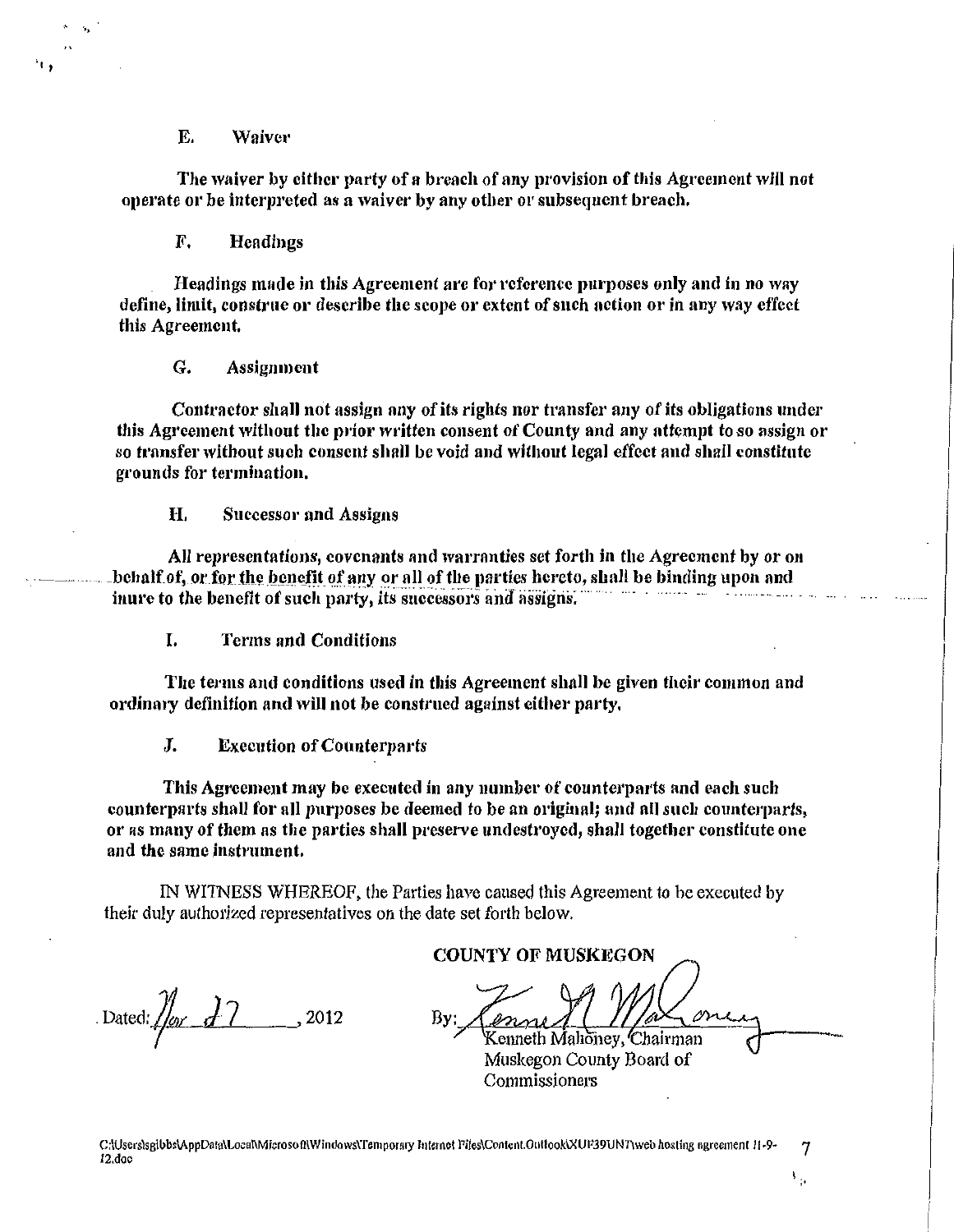E. Waiver

The waiver by either party of a breach of any provision of this Agreement will not operate or be interpreted as a waiver by any other or subsequent breach.

F. Headings

Headings made in this Agreement are for reference purposes only and in no way define, limit, construe or describe the scope or extent of such action or in any way effect this Agreement.

G. Assignment

Contractor shall not assign any of its rights nor transfer any of its obligations under this Agreement without the prior written consent of County and any attempt to so assign or so transfer without such consent shall be void and without legal effect and shall constitute grounds for termination.

H. Successor and Assigns

All representations, covenants and warranties set forth in the Agreement by or on behalf of, or for the benefit of any or all of the parties hereto, shall be binding upon and inure to the benefit of such party, its successors and assigns.

I. Terms and Conditions

The terms and conditions used in this Agreement shall be given their common and ordinary definition and will not be construed against either party.

J. Execution of Counterparts

This Agreement may be executed in any number of counterparts and each such counterparts shall for all purposes be deemed to be an original; and all such counterparts, or as many of them as the parties shall preserve undestroyed, shall together constitute one and the same instrument.

IN WITNESS WHEREOF, the Parties have caused this Agreement to be executed by their duly authorized representatives on the date set forth below.

COUNTY OF MUSKEGON

Dated: Nov 27, 2012

By: Kenneth Mahoney, Chairman
Muskegon County Board of Commissioners

C:\Users\sgibbs\AppData\Local\Microsoft\Windows\Temporary Internet Files\Content.Outlook\XUF39UN7\web hosting agreement 11-9-12.doc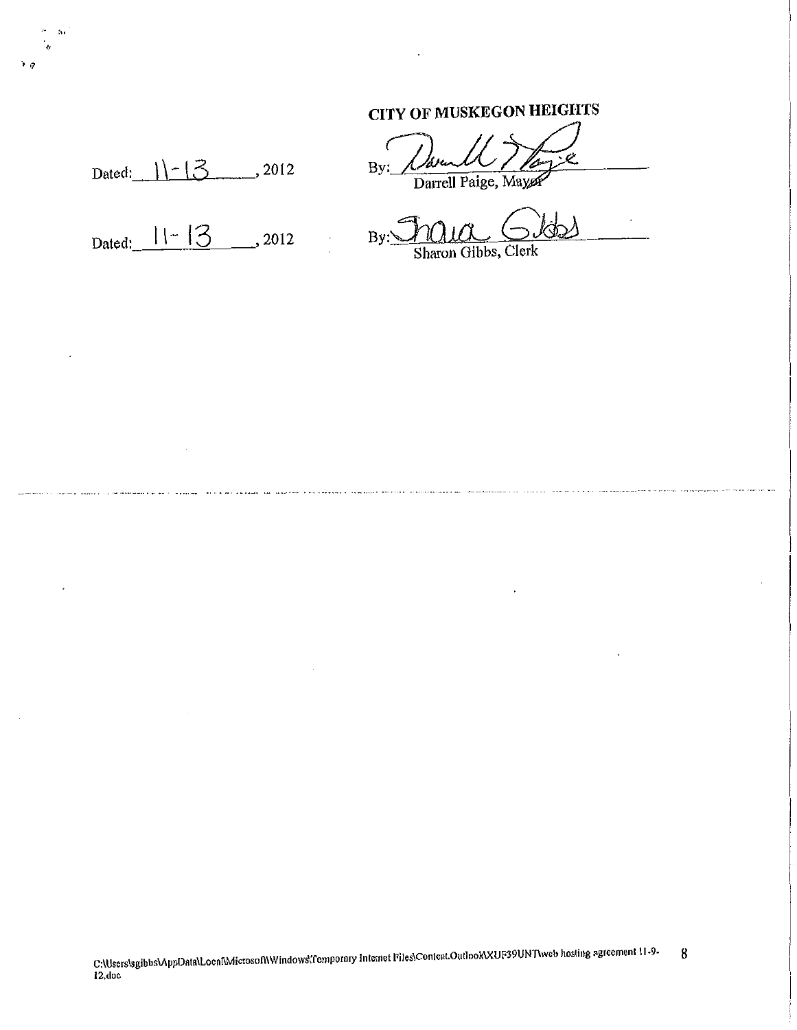**CITY OF MUSKEGON HEIGHTS**

Dated: 11-13, 2012

By: Darrell Paige
Darrell Paige, Mayor

Dated: 11-13, 2012

By: Sharon Gibbs
Sharon Gibbs, Clerk

C:\Users\sgibbs\AppData\Local\Microsoft\Windows\Temporary Internet Files\Content.Outlook\XUF39UNT\web hosting agreement 11-9-12.doc